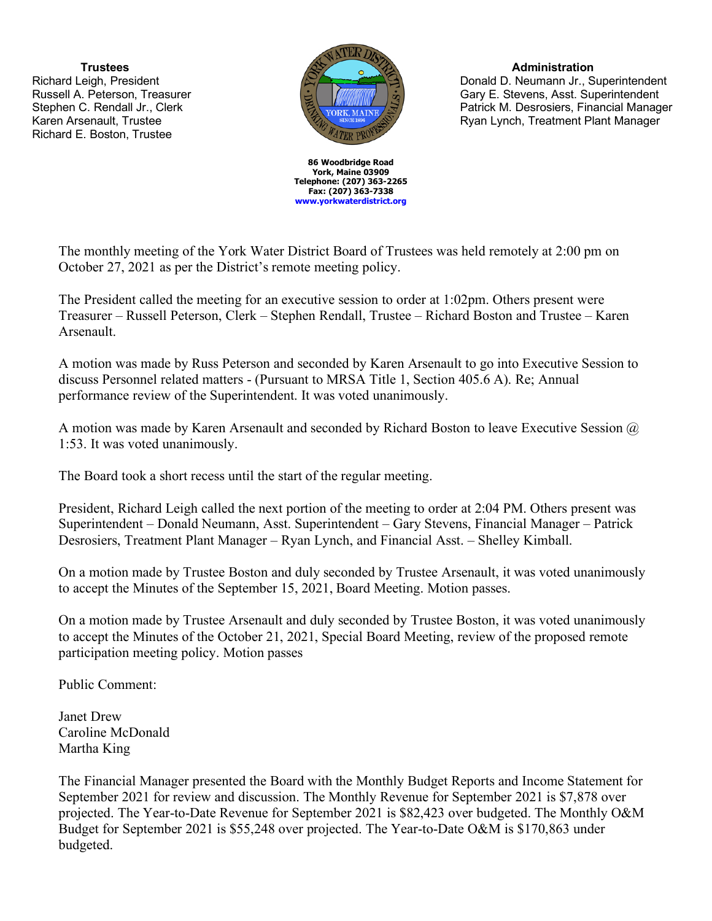**Trustees**
Richard Leigh, President
Russell A. Peterson, Treasurer
Stephen C. Rendall Jr., Clerk
Karen Arsenault, Trustee
Richard E. Boston, Trustee

**86 Woodbridge Road**
**York, Maine 03909**
**Telephone: (207) 363-2265**
**Fax: (207) 363-7338**
**www.yorkwaterdistrict.org**

**Administration**
Donald D. Neumann Jr., Superintendent
Gary E. Stevens, Asst. Superintendent
Patrick M. Desrosiers, Financial Manager
Ryan Lynch, Treatment Plant Manager

The monthly meeting of the York Water District Board of Trustees was held remotely at 2:00 pm on October 27, 2021 as per the District's remote meeting policy.

The President called the meeting for an executive session to order at 1:02pm. Others present were Treasurer – Russell Peterson, Clerk – Stephen Rendall, Trustee – Richard Boston and Trustee – Karen Arsenault.

A motion was made by Russ Peterson and seconded by Karen Arsenault to go into Executive Session to discuss Personnel related matters - (Pursuant to MRSA Title 1, Section 405.6 A). Re; Annual performance review of the Superintendent. It was voted unanimously.

A motion was made by Karen Arsenault and seconded by Richard Boston to leave Executive Session @ 1:53. It was voted unanimously.

The Board took a short recess until the start of the regular meeting.

President, Richard Leigh called the next portion of the meeting to order at 2:04 PM. Others present was Superintendent – Donald Neumann, Asst. Superintendent – Gary Stevens, Financial Manager – Patrick Desrosiers, Treatment Plant Manager – Ryan Lynch, and Financial Asst. – Shelley Kimball.

On a motion made by Trustee Boston and duly seconded by Trustee Arsenault, it was voted unanimously to accept the Minutes of the September 15, 2021, Board Meeting. Motion passes.

On a motion made by Trustee Arsenault and duly seconded by Trustee Boston, it was voted unanimously to accept the Minutes of the October 21, 2021, Special Board Meeting, review of the proposed remote participation meeting policy. Motion passes

Public Comment:

Janet Drew
Caroline McDonald
Martha King

The Financial Manager presented the Board with the Monthly Budget Reports and Income Statement for September 2021 for review and discussion. The Monthly Revenue for September 2021 is $7,878 over projected. The Year-to-Date Revenue for September 2021 is $82,423 over budgeted. The Monthly O&M Budget for September 2021 is $55,248 over projected. The Year-to-Date O&M is $170,863 under budgeted.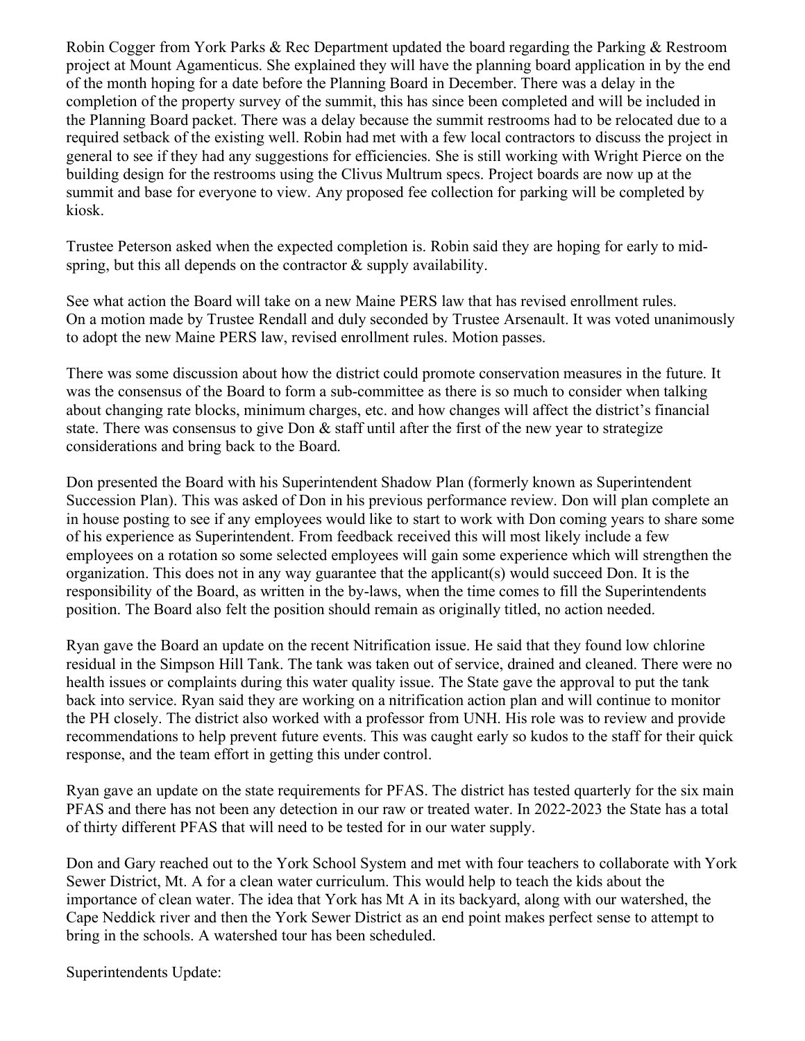Robin Cogger from York Parks & Rec Department updated the board regarding the Parking & Restroom project at Mount Agamenticus. She explained they will have the planning board application in by the end of the month hoping for a date before the Planning Board in December. There was a delay in the completion of the property survey of the summit, this has since been completed and will be included in the Planning Board packet. There was a delay because the summit restrooms had to be relocated due to a required setback of the existing well. Robin had met with a few local contractors to discuss the project in general to see if they had any suggestions for efficiencies. She is still working with Wright Pierce on the building design for the restrooms using the Clivus Multrum specs. Project boards are now up at the summit and base for everyone to view. Any proposed fee collection for parking will be completed by kiosk.

Trustee Peterson asked when the expected completion is. Robin said they are hoping for early to mid-spring, but this all depends on the contractor & supply availability.

See what action the Board will take on a new Maine PERS law that has revised enrollment rules.
On a motion made by Trustee Rendall and duly seconded by Trustee Arsenault. It was voted unanimously to adopt the new Maine PERS law, revised enrollment rules. Motion passes.

There was some discussion about how the district could promote conservation measures in the future. It was the consensus of the Board to form a sub-committee as there is so much to consider when talking about changing rate blocks, minimum charges, etc. and how changes will affect the district's financial state. There was consensus to give Don & staff until after the first of the new year to strategize considerations and bring back to the Board.

Don presented the Board with his Superintendent Shadow Plan (formerly known as Superintendent Succession Plan). This was asked of Don in his previous performance review. Don will plan complete an in house posting to see if any employees would like to start to work with Don coming years to share some of his experience as Superintendent. From feedback received this will most likely include a few employees on a rotation so some selected employees will gain some experience which will strengthen the organization. This does not in any way guarantee that the applicant(s) would succeed Don. It is the responsibility of the Board, as written in the by-laws, when the time comes to fill the Superintendents position. The Board also felt the position should remain as originally titled, no action needed.

Ryan gave the Board an update on the recent Nitrification issue. He said that they found low chlorine residual in the Simpson Hill Tank. The tank was taken out of service, drained and cleaned. There were no health issues or complaints during this water quality issue. The State gave the approval to put the tank back into service. Ryan said they are working on a nitrification action plan and will continue to monitor the PH closely. The district also worked with a professor from UNH. His role was to review and provide recommendations to help prevent future events. This was caught early so kudos to the staff for their quick response, and the team effort in getting this under control.

Ryan gave an update on the state requirements for PFAS. The district has tested quarterly for the six main PFAS and there has not been any detection in our raw or treated water. In 2022-2023 the State has a total of thirty different PFAS that will need to be tested for in our water supply.

Don and Gary reached out to the York School System and met with four teachers to collaborate with York Sewer District, Mt. A for a clean water curriculum. This would help to teach the kids about the importance of clean water. The idea that York has Mt A in its backyard, along with our watershed, the Cape Neddick river and then the York Sewer District as an end point makes perfect sense to attempt to bring in the schools. A watershed tour has been scheduled.

Superintendents Update: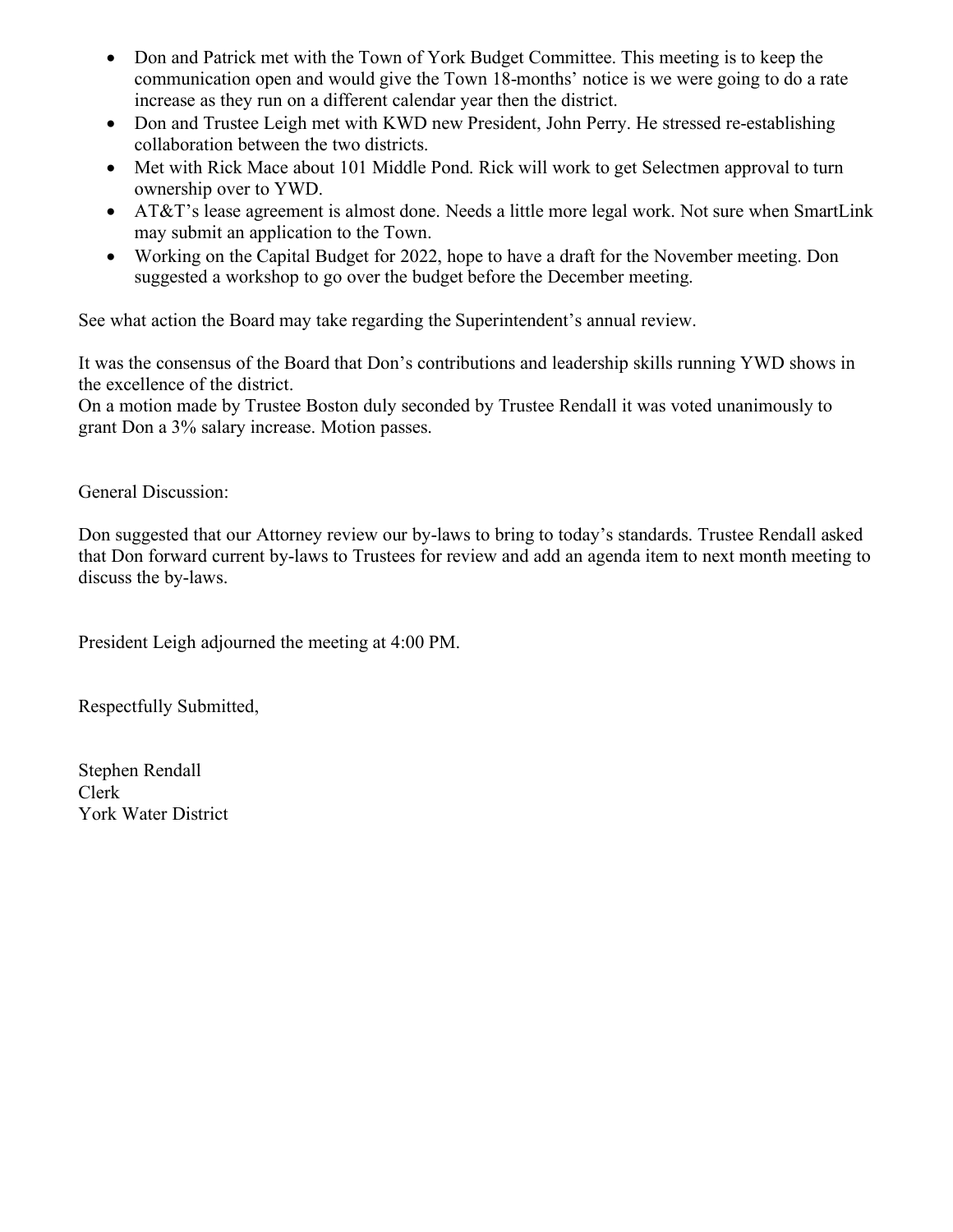- Don and Patrick met with the Town of York Budget Committee. This meeting is to keep the communication open and would give the Town 18-months' notice is we were going to do a rate increase as they run on a different calendar year then the district.
- Don and Trustee Leigh met with KWD new President, John Perry. He stressed re-establishing collaboration between the two districts.
- Met with Rick Mace about 101 Middle Pond. Rick will work to get Selectmen approval to turn ownership over to YWD.
- AT&T's lease agreement is almost done. Needs a little more legal work. Not sure when SmartLink may submit an application to the Town.
- Working on the Capital Budget for 2022, hope to have a draft for the November meeting. Don suggested a workshop to go over the budget before the December meeting.

See what action the Board may take regarding the Superintendent's annual review.

It was the consensus of the Board that Don's contributions and leadership skills running YWD shows in the excellence of the district.
On a motion made by Trustee Boston duly seconded by Trustee Rendall it was voted unanimously to grant Don a 3% salary increase. Motion passes.

General Discussion:

Don suggested that our Attorney review our by-laws to bring to today's standards. Trustee Rendall asked that Don forward current by-laws to Trustees for review and add an agenda item to next month meeting to discuss the by-laws.

President Leigh adjourned the meeting at 4:00 PM.

Respectfully Submitted,

Stephen Rendall
Clerk
York Water District